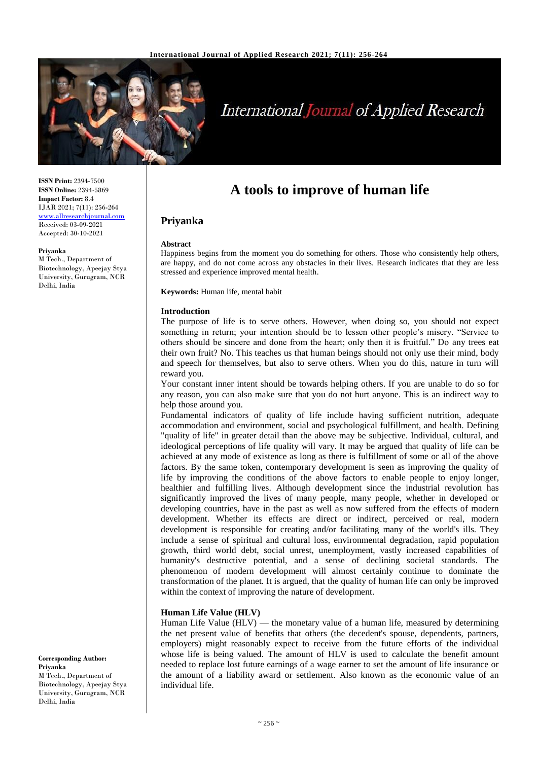# A tools to improve of human life

## Priyanka

**ISSN Print:** 2394-7500
**ISSN Online:** 2394-5869
**Impact Factor:** 8.4
IJAR 2021; 7(11): 256-264
www.allresearchjournal.com
Received: 03-09-2021
Accepted: 30-10-2021

**Priyanka**
M Tech., Department of Biotechnology, Apeejay Stya University, Gurugram, NCR Delhi, India

**Corresponding Author:**
**Priyanka**
M Tech., Department of Biotechnology, Apeejay Stya University, Gurugram, NCR Delhi, India

### Abstract

Happiness begins from the moment you do something for others. Those who consistently help others, are happy, and do not come across any obstacles in their lives. Research indicates that they are less stressed and experience improved mental health.

**Keywords:** Human life, mental habit

### Introduction

The purpose of life is to serve others. However, when doing so, you should not expect something in return; your intention should be to lessen other people's misery. "Service to others should be sincere and done from the heart; only then it is fruitful." Do any trees eat their own fruit? No. This teaches us that human beings should not only use their mind, body and speech for themselves, but also to serve others. When you do this, nature in turn will reward you.

Your constant inner intent should be towards helping others. If you are unable to do so for any reason, you can also make sure that you do not hurt anyone. This is an indirect way to help those around you.

Fundamental indicators of quality of life include having sufficient nutrition, adequate accommodation and environment, social and psychological fulfillment, and health. Defining "quality of life" in greater detail than the above may be subjective. Individual, cultural, and ideological perceptions of life quality will vary. It may be argued that quality of life can be achieved at any mode of existence as long as there is fulfillment of some or all of the above factors. By the same token, contemporary development is seen as improving the quality of life by improving the conditions of the above factors to enable people to enjoy longer, healthier and fulfilling lives. Although development since the industrial revolution has significantly improved the lives of many people, many people, whether in developed or developing countries, have in the past as well as now suffered from the effects of modern development. Whether its effects are direct or indirect, perceived or real, modern development is responsible for creating and/or facilitating many of the world's ills. They include a sense of spiritual and cultural loss, environmental degradation, rapid population growth, third world debt, social unrest, unemployment, vastly increased capabilities of humanity's destructive potential, and a sense of declining societal standards. The phenomenon of modern development will almost certainly continue to dominate the transformation of the planet. It is argued, that the quality of human life can only be improved within the context of improving the nature of development.

### Human Life Value (HLV)

Human Life Value (HLV) — the monetary value of a human life, measured by determining the net present value of benefits that others (the decedent's spouse, dependents, partners, employers) might reasonably expect to receive from the future efforts of the individual whose life is being valued. The amount of HLV is used to calculate the benefit amount needed to replace lost future earnings of a wage earner to set the amount of life insurance or the amount of a liability award or settlement. Also known as the economic value of an individual life.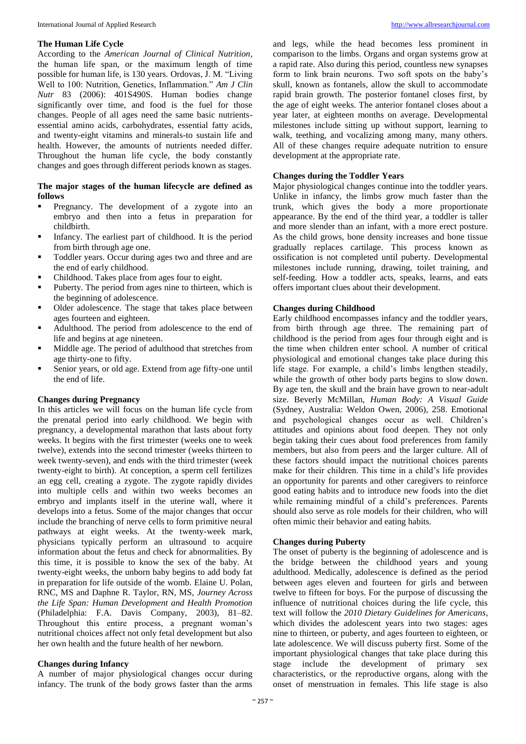### The Human Life Cycle

According to the *American Journal of Clinical Nutrition*, the human life span, or the maximum length of time possible for human life, is 130 years. Ordovas, J. M. "Living Well to 100: Nutrition, Genetics, Inflammation." *Am J Clin Nutr* 83 (2006): 401S490S. Human bodies change significantly over time, and food is the fuel for those changes. People of all ages need the same basic nutrients-essential amino acids, carbohydrates, essential fatty acids, and twenty-eight vitamins and minerals-to sustain life and health. However, the amounts of nutrients needed differ. Throughout the human life cycle, the body constantly changes and goes through different periods known as stages.

### The major stages of the human lifecycle are defined as follows

- Pregnancy. The development of a zygote into an embryo and then into a fetus in preparation for childbirth.
- Infancy. The earliest part of childhood. It is the period from birth through age one.
- Toddler years. Occur during ages two and three and are the end of early childhood.
- Childhood. Takes place from ages four to eight.
- Puberty. The period from ages nine to thirteen, which is the beginning of adolescence.
- Older adolescence. The stage that takes place between ages fourteen and eighteen.
- Adulthood. The period from adolescence to the end of life and begins at age nineteen.
- Middle age. The period of adulthood that stretches from age thirty-one to fifty.
- Senior years, or old age. Extend from age fifty-one until the end of life.

### Changes during Pregnancy

In this articles we will focus on the human life cycle from the prenatal period into early childhood. We begin with pregnancy, a developmental marathon that lasts about forty weeks. It begins with the first trimester (weeks one to week twelve), extends into the second trimester (weeks thirteen to week twenty-seven), and ends with the third trimester (week twenty-eight to birth). At conception, a sperm cell fertilizes an egg cell, creating a zygote. The zygote rapidly divides into multiple cells and within two weeks becomes an embryo and implants itself in the uterine wall, where it develops into a fetus. Some of the major changes that occur include the branching of nerve cells to form primitive neural pathways at eight weeks. At the twenty-week mark, physicians typically perform an ultrasound to acquire information about the fetus and check for abnormalities. By this time, it is possible to know the sex of the baby. At twenty-eight weeks, the unborn baby begins to add body fat in preparation for life outside of the womb. Elaine U. Polan, RNC, MS and Daphne R. Taylor, RN, MS, *Journey Across the Life Span: Human Development and Health Promotion* (Philadelphia: F.A. Davis Company, 2003), 81–82. Throughout this entire process, a pregnant woman's nutritional choices affect not only fetal development but also her own health and the future health of her newborn.

### Changes during Infancy

A number of major physiological changes occur during infancy. The trunk of the body grows faster than the arms and legs, while the head becomes less prominent in comparison to the limbs. Organs and organ systems grow at a rapid rate. Also during this period, countless new synapses form to link brain neurons. Two soft spots on the baby's skull, known as fontanels, allow the skull to accommodate rapid brain growth. The posterior fontanel closes first, by the age of eight weeks. The anterior fontanel closes about a year later, at eighteen months on average. Developmental milestones include sitting up without support, learning to walk, teething, and vocalizing among many, many others. All of these changes require adequate nutrition to ensure development at the appropriate rate.

### Changes during the Toddler Years

Major physiological changes continue into the toddler years. Unlike in infancy, the limbs grow much faster than the trunk, which gives the body a more proportionate appearance. By the end of the third year, a toddler is taller and more slender than an infant, with a more erect posture. As the child grows, bone density increases and bone tissue gradually replaces cartilage. This process known as ossification is not completed until puberty. Developmental milestones include running, drawing, toilet training, and self-feeding. How a toddler acts, speaks, learns, and eats offers important clues about their development.

### Changes during Childhood

Early childhood encompasses infancy and the toddler years, from birth through age three. The remaining part of childhood is the period from ages four through eight and is the time when children enter school. A number of critical physiological and emotional changes take place during this life stage. For example, a child's limbs lengthen steadily, while the growth of other body parts begins to slow down. By age ten, the skull and the brain have grown to near-adult size. Beverly McMillan, *Human Body: A Visual Guide* (Sydney, Australia: Weldon Owen, 2006), 258. Emotional and psychological changes occur as well. Children's attitudes and opinions about food deepen. They not only begin taking their cues about food preferences from family members, but also from peers and the larger culture. All of these factors should impact the nutritional choices parents make for their children. This time in a child's life provides an opportunity for parents and other caregivers to reinforce good eating habits and to introduce new foods into the diet while remaining mindful of a child's preferences. Parents should also serve as role models for their children, who will often mimic their behavior and eating habits.

### Changes during Puberty

The onset of puberty is the beginning of adolescence and is the bridge between the childhood years and young adulthood. Medically, adolescence is defined as the period between ages eleven and fourteen for girls and between twelve to fifteen for boys. For the purpose of discussing the influence of nutritional choices during the life cycle, this text will follow the *2010 Dietary Guidelines for Americans*, which divides the adolescent years into two stages: ages nine to thirteen, or puberty, and ages fourteen to eighteen, or late adolescence. We will discuss puberty first. Some of the important physiological changes that take place during this stage include the development of primary sex characteristics, or the reproductive organs, along with the onset of menstruation in females. This life stage is also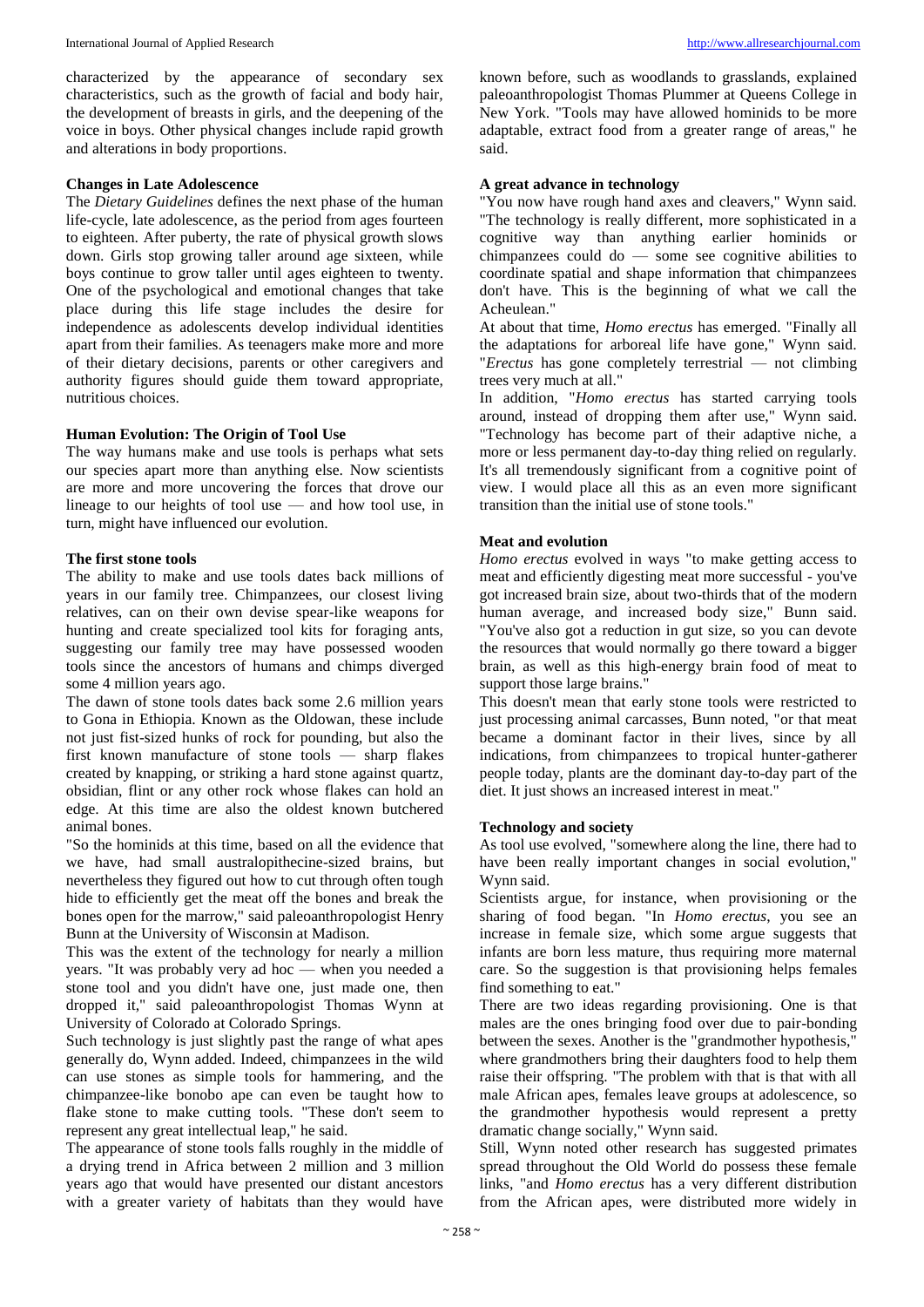characterized by the appearance of secondary sex characteristics, such as the growth of facial and body hair, the development of breasts in girls, and the deepening of the voice in boys. Other physical changes include rapid growth and alterations in body proportions.

**Changes in Late Adolescence**

The *Dietary Guidelines* defines the next phase of the human life-cycle, late adolescence, as the period from ages fourteen to eighteen. After puberty, the rate of physical growth slows down. Girls stop growing taller around age sixteen, while boys continue to grow taller until ages eighteen to twenty. One of the psychological and emotional changes that take place during this life stage includes the desire for independence as adolescents develop individual identities apart from their families. As teenagers make more and more of their dietary decisions, parents or other caregivers and authority figures should guide them toward appropriate, nutritious choices.

**Human Evolution: The Origin of Tool Use**

The way humans make and use tools is perhaps what sets our species apart more than anything else. Now scientists are more and more uncovering the forces that drove our lineage to our heights of tool use — and how tool use, in turn, might have influenced our evolution.

**The first stone tools**

The ability to make and use tools dates back millions of years in our family tree. Chimpanzees, our closest living relatives, can on their own devise spear-like weapons for hunting and create specialized tool kits for foraging ants, suggesting our family tree may have possessed wooden tools since the ancestors of humans and chimps diverged some 4 million years ago.

The dawn of stone tools dates back some 2.6 million years to Gona in Ethiopia. Known as the Oldowan, these include not just fist-sized hunks of rock for pounding, but also the first known manufacture of stone tools — sharp flakes created by knapping, or striking a hard stone against quartz, obsidian, flint or any other rock whose flakes can hold an edge. At this time are also the oldest known butchered animal bones.

"So the hominids at this time, based on all the evidence that we have, had small australopithecine-sized brains, but nevertheless they figured out how to cut through often tough hide to efficiently get the meat off the bones and break the bones open for the marrow," said paleoanthropologist Henry Bunn at the University of Wisconsin at Madison.

This was the extent of the technology for nearly a million years. "It was probably very ad hoc — when you needed a stone tool and you didn't have one, just made one, then dropped it," said paleoanthropologist Thomas Wynn at University of Colorado at Colorado Springs.

Such technology is just slightly past the range of what apes generally do, Wynn added. Indeed, chimpanzees in the wild can use stones as simple tools for hammering, and the chimpanzee-like bonobo ape can even be taught how to flake stone to make cutting tools. "These don't seem to represent any great intellectual leap," he said.

The appearance of stone tools falls roughly in the middle of a drying trend in Africa between 2 million and 3 million years ago that would have presented our distant ancestors with a greater variety of habitats than they would have known before, such as woodlands to grasslands, explained paleoanthropologist Thomas Plummer at Queens College in New York. "Tools may have allowed hominids to be more adaptable, extract food from a greater range of areas," he said.

**A great advance in technology**

"You now have rough hand axes and cleavers," Wynn said. "The technology is really different, more sophisticated in a cognitive way than anything earlier hominids or chimpanzees could do — some see cognitive abilities to coordinate spatial and shape information that chimpanzees don't have. This is the beginning of what we call the Acheulean."

At about that time, *Homo erectus* has emerged. "Finally all the adaptations for arboreal life have gone," Wynn said. "*Erectus* has gone completely terrestrial — not climbing trees very much at all."

In addition, "*Homo erectus* has started carrying tools around, instead of dropping them after use," Wynn said. "Technology has become part of their adaptive niche, a more or less permanent day-to-day thing relied on regularly. It's all tremendously significant from a cognitive point of view. I would place all this as an even more significant transition than the initial use of stone tools."

**Meat and evolution**

*Homo erectus* evolved in ways "to make getting access to meat and efficiently digesting meat more successful - you've got increased brain size, about two-thirds that of the modern human average, and increased body size," Bunn said. "You've also got a reduction in gut size, so you can devote the resources that would normally go there toward a bigger brain, as well as this high-energy brain food of meat to support those large brains."

This doesn't mean that early stone tools were restricted to just processing animal carcasses, Bunn noted, "or that meat became a dominant factor in their lives, since by all indications, from chimpanzees to tropical hunter-gatherer people today, plants are the dominant day-to-day part of the diet. It just shows an increased interest in meat."

**Technology and society**

As tool use evolved, "somewhere along the line, there had to have been really important changes in social evolution," Wynn said.

Scientists argue, for instance, when provisioning or the sharing of food began. "In *Homo erectus*, you see an increase in female size, which some argue suggests that infants are born less mature, thus requiring more maternal care. So the suggestion is that provisioning helps females find something to eat."

There are two ideas regarding provisioning. One is that males are the ones bringing food over due to pair-bonding between the sexes. Another is the "grandmother hypothesis," where grandmothers bring their daughters food to help them raise their offspring. "The problem with that is that with all male African apes, females leave groups at adolescence, so the grandmother hypothesis would represent a pretty dramatic change socially," Wynn said.

Still, Wynn noted other research has suggested primates spread throughout the Old World do possess these female links, "and *Homo erectus* has a very different distribution from the African apes, were distributed more widely in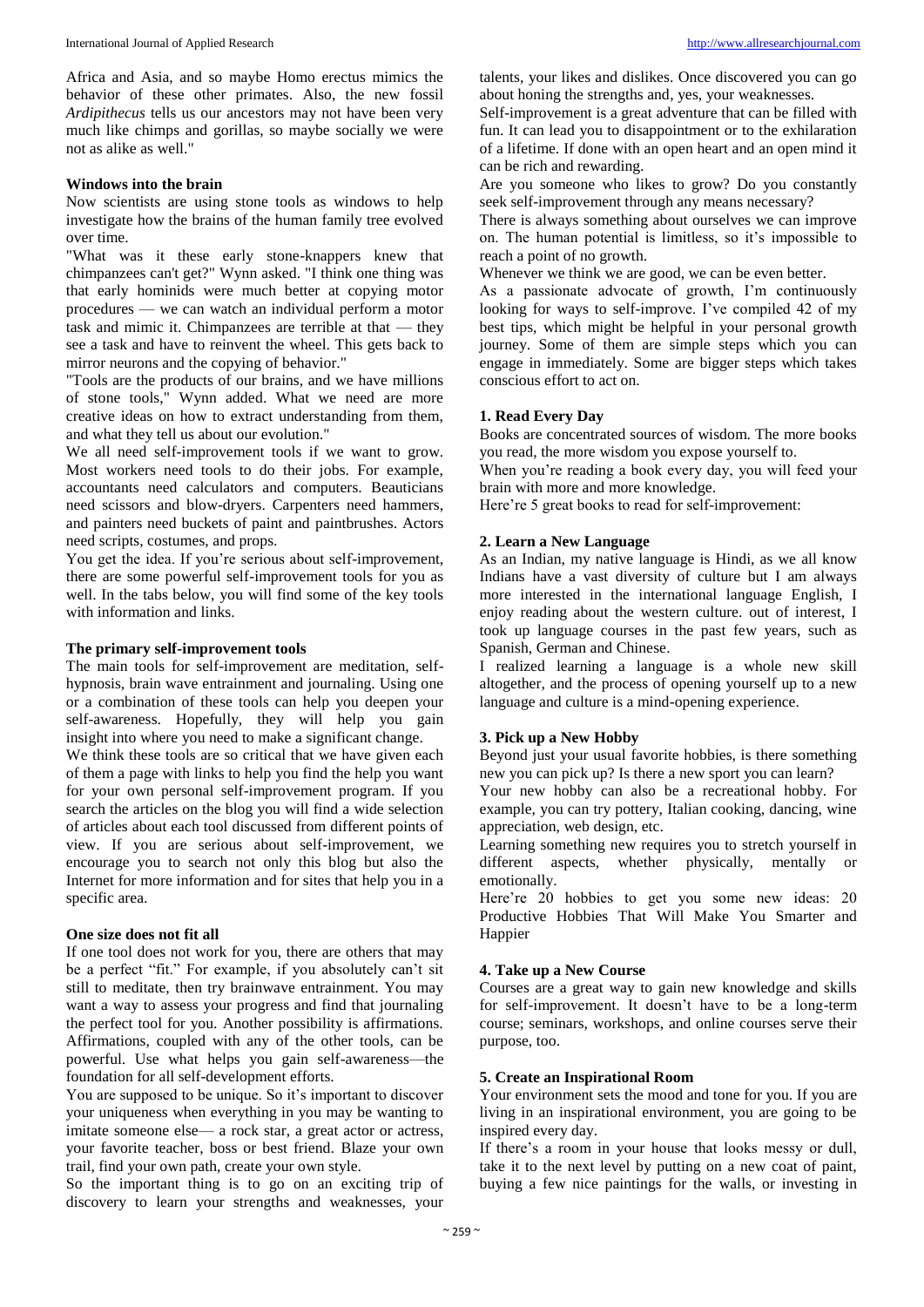Africa and Asia, and so maybe Homo erectus mimics the behavior of these other primates. Also, the new fossil *Ardipithecus* tells us our ancestors may not have been very much like chimps and gorillas, so maybe socially we were not as alike as well."

**Windows into the brain**

Now scientists are using stone tools as windows to help investigate how the brains of the human family tree evolved over time.

"What was it these early stone-knappers knew that chimpanzees can't get?" Wynn asked. "I think one thing was that early hominids were much better at copying motor procedures — we can watch an individual perform a motor task and mimic it. Chimpanzees are terrible at that — they see a task and have to reinvent the wheel. This gets back to mirror neurons and the copying of behavior."

"Tools are the products of our brains, and we have millions of stone tools," Wynn added. What we need are more creative ideas on how to extract understanding from them, and what they tell us about our evolution."

We all need self-improvement tools if we want to grow. Most workers need tools to do their jobs. For example, accountants need calculators and computers. Beauticians need scissors and blow-dryers. Carpenters need hammers, and painters need buckets of paint and paintbrushes. Actors need scripts, costumes, and props.

You get the idea. If you're serious about self-improvement, there are some powerful self-improvement tools for you as well. In the tabs below, you will find some of the key tools with information and links.

**The primary self-improvement tools**

The main tools for self-improvement are meditation, self-hypnosis, brain wave entrainment and journaling. Using one or a combination of these tools can help you deepen your self-awareness. Hopefully, they will help you gain insight into where you need to make a significant change.

We think these tools are so critical that we have given each of them a page with links to help you find the help you want for your own personal self-improvement program. If you search the articles on the blog you will find a wide selection of articles about each tool discussed from different points of view. If you are serious about self-improvement, we encourage you to search not only this blog but also the Internet for more information and for sites that help you in a specific area.

**One size does not fit all**

If one tool does not work for you, there are others that may be a perfect "fit." For example, if you absolutely can't sit still to meditate, then try brainwave entrainment. You may want a way to assess your progress and find that journaling the perfect tool for you. Another possibility is affirmations. Affirmations, coupled with any of the other tools, can be powerful. Use what helps you gain self-awareness—the foundation for all self-development efforts.

You are supposed to be unique. So it's important to discover your uniqueness when everything in you may be wanting to imitate someone else— a rock star, a great actor or actress, your favorite teacher, boss or best friend. Blaze your own trail, find your own path, create your own style.

So the important thing is to go on an exciting trip of discovery to learn your strengths and weaknesses, your talents, your likes and dislikes. Once discovered you can go about honing the strengths and, yes, your weaknesses.

Self-improvement is a great adventure that can be filled with fun. It can lead you to disappointment or to the exhilaration of a lifetime. If done with an open heart and an open mind it can be rich and rewarding.

Are you someone who likes to grow? Do you constantly seek self-improvement through any means necessary?

There is always something about ourselves we can improve on. The human potential is limitless, so it's impossible to reach a point of no growth.

Whenever we think we are good, we can be even better.

As a passionate advocate of growth, I'm continuously looking for ways to self-improve. I've compiled 42 of my best tips, which might be helpful in your personal growth journey. Some of them are simple steps which you can engage in immediately. Some are bigger steps which takes conscious effort to act on.

**1. Read Every Day**

Books are concentrated sources of wisdom. The more books you read, the more wisdom you expose yourself to.

When you're reading a book every day, you will feed your brain with more and more knowledge.

Here're 5 great books to read for self-improvement:

**2. Learn a New Language**

As an Indian, my native language is Hindi, as we all know Indians have a vast diversity of culture but I am always more interested in the international language English, I enjoy reading about the western culture. out of interest, I took up language courses in the past few years, such as Spanish, German and Chinese.

I realized learning a language is a whole new skill altogether, and the process of opening yourself up to a new language and culture is a mind-opening experience.

**3. Pick up a New Hobby**

Beyond just your usual favorite hobbies, is there something new you can pick up? Is there a new sport you can learn?

Your new hobby can also be a recreational hobby. For example, you can try pottery, Italian cooking, dancing, wine appreciation, web design, etc.

Learning something new requires you to stretch yourself in different aspects, whether physically, mentally or emotionally.

Here're 20 hobbies to get you some new ideas: 20 Productive Hobbies That Will Make You Smarter and Happier

**4. Take up a New Course**

Courses are a great way to gain new knowledge and skills for self-improvement. It doesn't have to be a long-term course; seminars, workshops, and online courses serve their purpose, too.

**5. Create an Inspirational Room**

Your environment sets the mood and tone for you. If you are living in an inspirational environment, you are going to be inspired every day.

If there's a room in your house that looks messy or dull, take it to the next level by putting on a new coat of paint, buying a few nice paintings for the walls, or investing in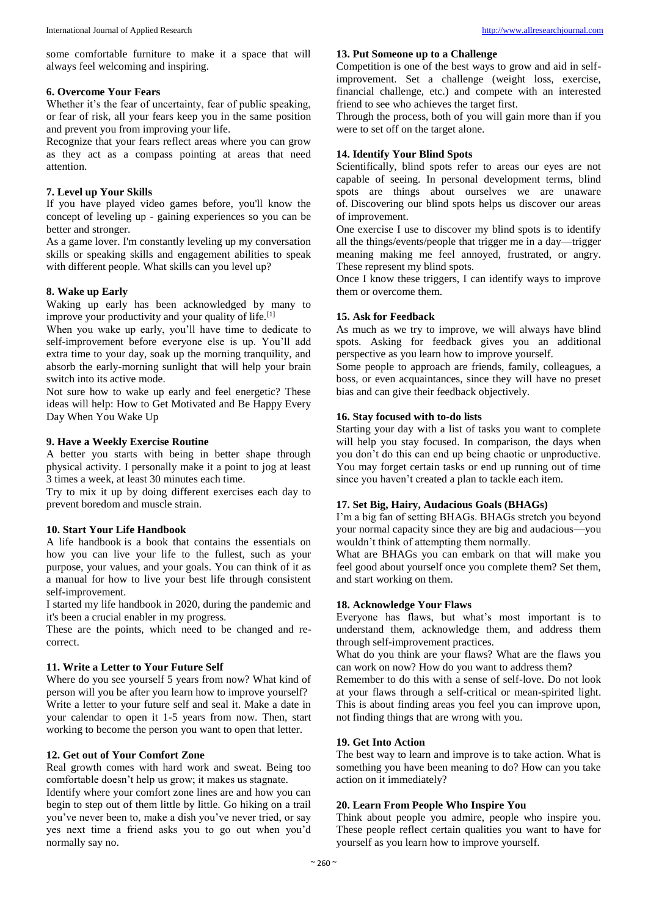some comfortable furniture to make it a space that will always feel welcoming and inspiring.

### 6. Overcome Your Fears

Whether it's the fear of uncertainty, fear of public speaking, or fear of risk, all your fears keep you in the same position and prevent you from improving your life.

Recognize that your fears reflect areas where you can grow as they act as a compass pointing at areas that need attention.

### 7. Level up Your Skills

If you have played video games before, you'll know the concept of leveling up - gaining experiences so you can be better and stronger.

As a game lover. I'm constantly leveling up my conversation skills or speaking skills and engagement abilities to speak with different people. What skills can you level up?

### 8. Wake up Early

Waking up early has been acknowledged by many to improve your productivity and your quality of life.[1]

When you wake up early, you'll have time to dedicate to self-improvement before everyone else is up. You'll add extra time to your day, soak up the morning tranquility, and absorb the early-morning sunlight that will help your brain switch into its active mode.

Not sure how to wake up early and feel energetic? These ideas will help: How to Get Motivated and Be Happy Every Day When You Wake Up

### 9. Have a Weekly Exercise Routine

A better you starts with being in better shape through physical activity. I personally make it a point to jog at least 3 times a week, at least 30 minutes each time.

Try to mix it up by doing different exercises each day to prevent boredom and muscle strain.

### 10. Start Your Life Handbook

A life handbook is a book that contains the essentials on how you can live your life to the fullest, such as your purpose, your values, and your goals. You can think of it as a manual for how to live your best life through consistent self-improvement.

I started my life handbook in 2020, during the pandemic and it's been a crucial enabler in my progress.

These are the points, which need to be changed and re-correct.

### 11. Write a Letter to Your Future Self

Where do you see yourself 5 years from now? What kind of person will you be after you learn how to improve yourself? Write a letter to your future self and seal it. Make a date in your calendar to open it 1-5 years from now. Then, start working to become the person you want to open that letter.

### 12. Get out of Your Comfort Zone

Real growth comes with hard work and sweat. Being too comfortable doesn't help us grow; it makes us stagnate.

Identify where your comfort zone lines are and how you can begin to step out of them little by little. Go hiking on a trail you've never been to, make a dish you've never tried, or say yes next time a friend asks you to go out when you'd normally say no.

### 13. Put Someone up to a Challenge

Competition is one of the best ways to grow and aid in self-improvement. Set a challenge (weight loss, exercise, financial challenge, etc.) and compete with an interested friend to see who achieves the target first.

Through the process, both of you will gain more than if you were to set off on the target alone.

### 14. Identify Your Blind Spots

Scientifically, blind spots refer to areas our eyes are not capable of seeing. In personal development terms, blind spots are things about ourselves we are unaware of. Discovering our blind spots helps us discover our areas of improvement.

One exercise I use to discover my blind spots is to identify all the things/events/people that trigger me in a day—trigger meaning making me feel annoyed, frustrated, or angry. These represent my blind spots.

Once I know these triggers, I can identify ways to improve them or overcome them.

### 15. Ask for Feedback

As much as we try to improve, we will always have blind spots. Asking for feedback gives you an additional perspective as you learn how to improve yourself.

Some people to approach are friends, family, colleagues, a boss, or even acquaintances, since they will have no preset bias and can give their feedback objectively.

### 16. Stay focused with to-do lists

Starting your day with a list of tasks you want to complete will help you stay focused. In comparison, the days when you don't do this can end up being chaotic or unproductive. You may forget certain tasks or end up running out of time since you haven't created a plan to tackle each item.

### 17. Set Big, Hairy, Audacious Goals (BHAGs)

I'm a big fan of setting BHAGs. BHAGs stretch you beyond your normal capacity since they are big and audacious—you wouldn't think of attempting them normally.

What are BHAGs you can embark on that will make you feel good about yourself once you complete them? Set them, and start working on them.

### 18. Acknowledge Your Flaws

Everyone has flaws, but what's most important is to understand them, acknowledge them, and address them through self-improvement practices.

What do you think are your flaws? What are the flaws you can work on now? How do you want to address them?

Remember to do this with a sense of self-love. Do not look at your flaws through a self-critical or mean-spirited light. This is about finding areas you feel you can improve upon, not finding things that are wrong with you.

### 19. Get Into Action

The best way to learn and improve is to take action. What is something you have been meaning to do? How can you take action on it immediately?

### 20. Learn From People Who Inspire You

Think about people you admire, people who inspire you. These people reflect certain qualities you want to have for yourself as you learn how to improve yourself.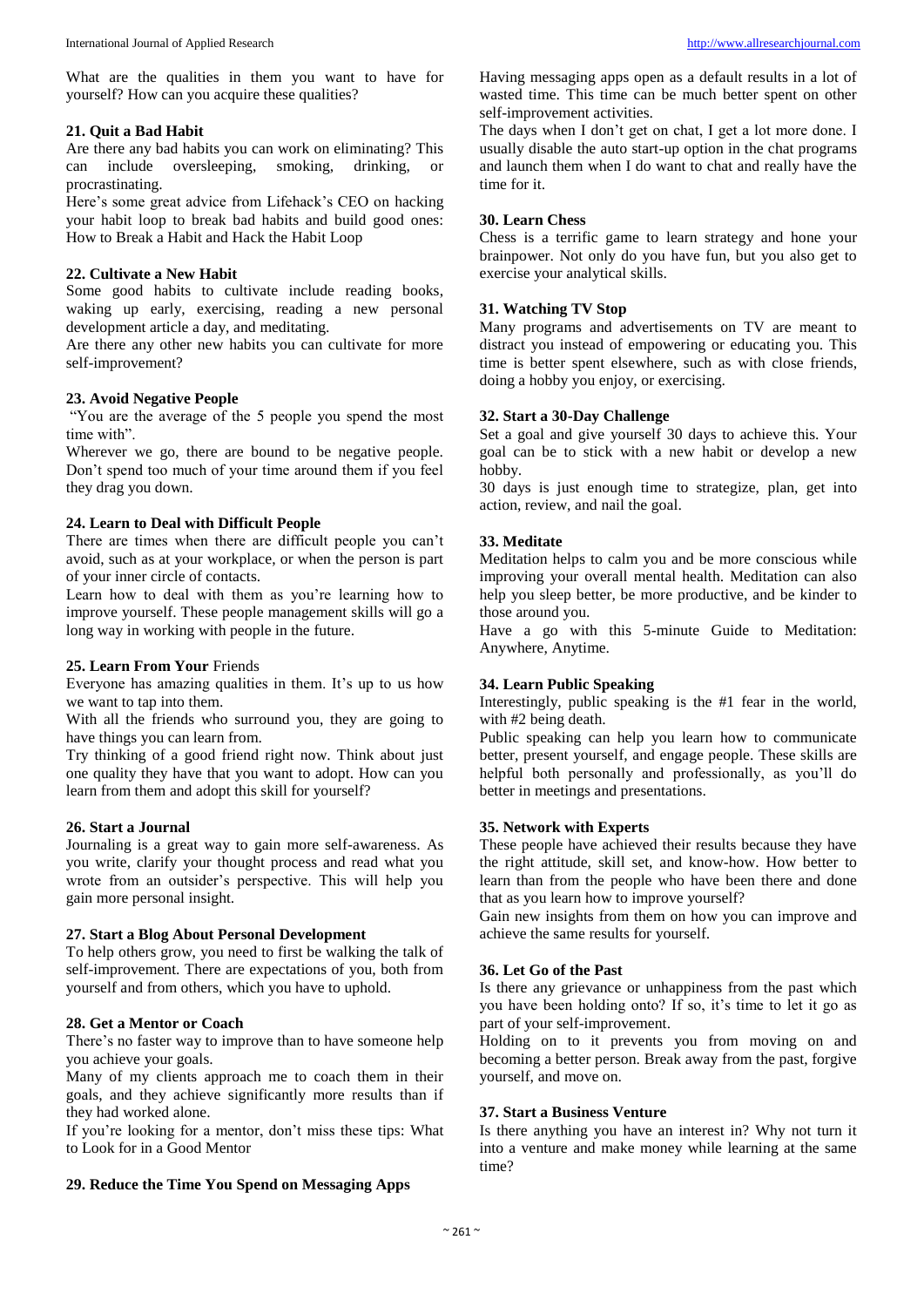What are the qualities in them you want to have for yourself? How can you acquire these qualities?

**21. Quit a Bad Habit**

Are there any bad habits you can work on eliminating? This can include oversleeping, smoking, drinking, or procrastinating.

Here's some great advice from Lifehack's CEO on hacking your habit loop to break bad habits and build good ones: How to Break a Habit and Hack the Habit Loop

**22. Cultivate a New Habit**

Some good habits to cultivate include reading books, waking up early, exercising, reading a new personal development article a day, and meditating.

Are there any other new habits you can cultivate for more self-improvement?

**23. Avoid Negative People**

"You are the average of the 5 people you spend the most time with".

Wherever we go, there are bound to be negative people. Don't spend too much of your time around them if you feel they drag you down.

**24. Learn to Deal with Difficult People**

There are times when there are difficult people you can't avoid, such as at your workplace, or when the person is part of your inner circle of contacts.

Learn how to deal with them as you're learning how to improve yourself. These people management skills will go a long way in working with people in the future.

**25. Learn From Your** Friends

Everyone has amazing qualities in them. It's up to us how we want to tap into them.

With all the friends who surround you, they are going to have things you can learn from.

Try thinking of a good friend right now. Think about just one quality they have that you want to adopt. How can you learn from them and adopt this skill for yourself?

**26. Start a Journal**

Journaling is a great way to gain more self-awareness. As you write, clarify your thought process and read what you wrote from an outsider's perspective. This will help you gain more personal insight.

**27. Start a Blog About Personal Development**

To help others grow, you need to first be walking the talk of self-improvement. There are expectations of you, both from yourself and from others, which you have to uphold.

**28. Get a Mentor or Coach**

There's no faster way to improve than to have someone help you achieve your goals.

Many of my clients approach me to coach them in their goals, and they achieve significantly more results than if they had worked alone.

If you're looking for a mentor, don't miss these tips: What to Look for in a Good Mentor

**29. Reduce the Time You Spend on Messaging Apps**

Having messaging apps open as a default results in a lot of wasted time. This time can be much better spent on other self-improvement activities.

The days when I don't get on chat, I get a lot more done. I usually disable the auto start-up option in the chat programs and launch them when I do want to chat and really have the time for it.

**30. Learn Chess**

Chess is a terrific game to learn strategy and hone your brainpower. Not only do you have fun, but you also get to exercise your analytical skills.

**31. Watching TV Stop**

Many programs and advertisements on TV are meant to distract you instead of empowering or educating you. This time is better spent elsewhere, such as with close friends, doing a hobby you enjoy, or exercising.

**32. Start a 30-Day Challenge**

Set a goal and give yourself 30 days to achieve this. Your goal can be to stick with a new habit or develop a new hobby.

30 days is just enough time to strategize, plan, get into action, review, and nail the goal.

**33. Meditate**

Meditation helps to calm you and be more conscious while improving your overall mental health. Meditation can also help you sleep better, be more productive, and be kinder to those around you.

Have a go with this 5-minute Guide to Meditation: Anywhere, Anytime.

**34. Learn Public Speaking**

Interestingly, public speaking is the #1 fear in the world, with #2 being death.

Public speaking can help you learn how to communicate better, present yourself, and engage people. These skills are helpful both personally and professionally, as you'll do better in meetings and presentations.

**35. Network with Experts**

These people have achieved their results because they have the right attitude, skill set, and know-how. How better to learn than from the people who have been there and done that as you learn how to improve yourself?

Gain new insights from them on how you can improve and achieve the same results for yourself.

**36. Let Go of the Past**

Is there any grievance or unhappiness from the past which you have been holding onto? If so, it's time to let it go as part of your self-improvement.

Holding on to it prevents you from moving on and becoming a better person. Break away from the past, forgive yourself, and move on.

**37. Start a Business Venture**

Is there anything you have an interest in? Why not turn it into a venture and make money while learning at the same time?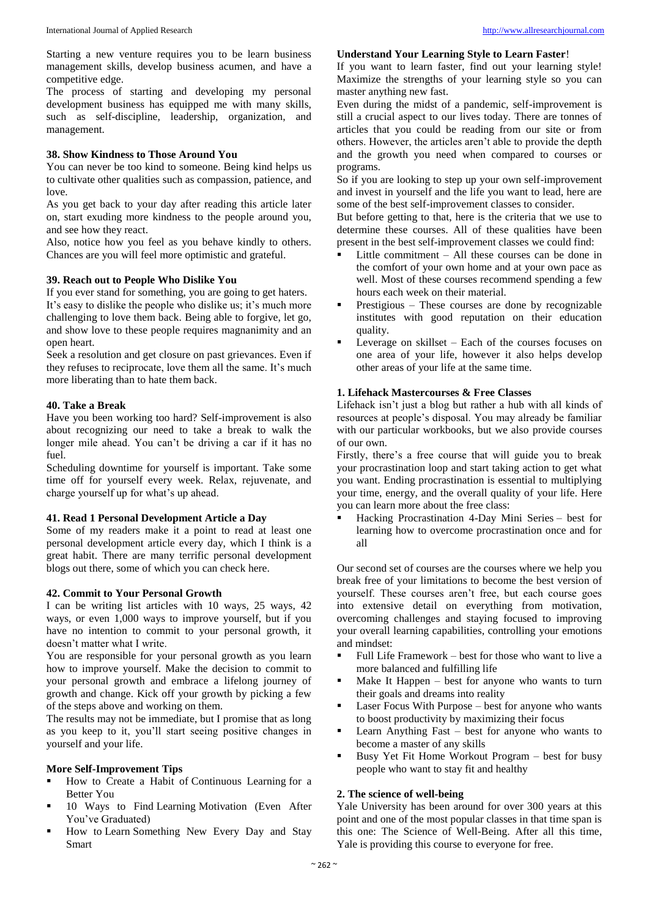Starting a new venture requires you to be learn business management skills, develop business acumen, and have a competitive edge.

The process of starting and developing my personal development business has equipped me with many skills, such as self-discipline, leadership, organization, and management.

**38. Show Kindness to Those Around You**

You can never be too kind to someone. Being kind helps us to cultivate other qualities such as compassion, patience, and love.

As you get back to your day after reading this article later on, start exuding more kindness to the people around you, and see how they react.

Also, notice how you feel as you behave kindly to others. Chances are you will feel more optimistic and grateful.

**39. Reach out to People Who Dislike You**

If you ever stand for something, you are going to get haters. It's easy to dislike the people who dislike us; it's much more challenging to love them back. Being able to forgive, let go, and show love to these people requires magnanimity and an open heart.

Seek a resolution and get closure on past grievances. Even if they refuses to reciprocate, love them all the same. It's much more liberating than to hate them back.

**40. Take a Break**

Have you been working too hard? Self-improvement is also about recognizing our need to take a break to walk the longer mile ahead. You can't be driving a car if it has no fuel.

Scheduling downtime for yourself is important. Take some time off for yourself every week. Relax, rejuvenate, and charge yourself up for what's up ahead.

**41. Read 1 Personal Development Article a Day**

Some of my readers make it a point to read at least one personal development article every day, which I think is a great habit. There are many terrific personal development blogs out there, some of which you can check here.

**42. Commit to Your Personal Growth**

I can be writing list articles with 10 ways, 25 ways, 42 ways, or even 1,000 ways to improve yourself, but if you have no intention to commit to your personal growth, it doesn't matter what I write.

You are responsible for your personal growth as you learn how to improve yourself. Make the decision to commit to your personal growth and embrace a lifelong journey of growth and change. Kick off your growth by picking a few of the steps above and working on them.

The results may not be immediate, but I promise that as long as you keep to it, you'll start seeing positive changes in yourself and your life.

**More Self-Improvement Tips**

- How to Create a Habit of Continuous Learning for a Better You
- 10 Ways to Find Learning Motivation (Even After You've Graduated)
- How to Learn Something New Every Day and Stay Smart

**Understand Your Learning Style to Learn Faster!**

If you want to learn faster, find out your learning style! Maximize the strengths of your learning style so you can master anything new fast.

Even during the midst of a pandemic, self-improvement is still a crucial aspect to our lives today. There are tonnes of articles that you could be reading from our site or from others. However, the articles aren't able to provide the depth and the growth you need when compared to courses or programs.

So if you are looking to step up your own self-improvement and invest in yourself and the life you want to lead, here are some of the best self-improvement classes to consider.

But before getting to that, here is the criteria that we use to determine these courses. All of these qualities have been present in the best self-improvement classes we could find:

- Little commitment – All these courses can be done in the comfort of your own home and at your own pace as well. Most of these courses recommend spending a few hours each week on their material.
- Prestigious – These courses are done by recognizable institutes with good reputation on their education quality.
- Leverage on skillset – Each of the courses focuses on one area of your life, however it also helps develop other areas of your life at the same time.

**1. Lifehack Mastercourses & Free Classes**

Lifehack isn't just a blog but rather a hub with all kinds of resources at people's disposal. You may already be familiar with our particular workbooks, but we also provide courses of our own.

Firstly, there's a free course that will guide you to break your procrastination loop and start taking action to get what you want. Ending procrastination is essential to multiplying your time, energy, and the overall quality of your life. Here you can learn more about the free class:

- Hacking Procrastination 4-Day Mini Series – best for learning how to overcome procrastination once and for all

Our second set of courses are the courses where we help you break free of your limitations to become the best version of yourself. These courses aren't free, but each course goes into extensive detail on everything from motivation, overcoming challenges and staying focused to improving your overall learning capabilities, controlling your emotions and mindset:

- Full Life Framework – best for those who want to live a more balanced and fulfilling life
- Make It Happen – best for anyone who wants to turn their goals and dreams into reality
- Laser Focus With Purpose – best for anyone who wants to boost productivity by maximizing their focus
- Learn Anything Fast – best for anyone who wants to become a master of any skills
- Busy Yet Fit Home Workout Program – best for busy people who want to stay fit and healthy

**2. The science of well-being**

Yale University has been around for over 300 years at this point and one of the most popular classes in that time span is this one: The Science of Well-Being. After all this time, Yale is providing this course to everyone for free.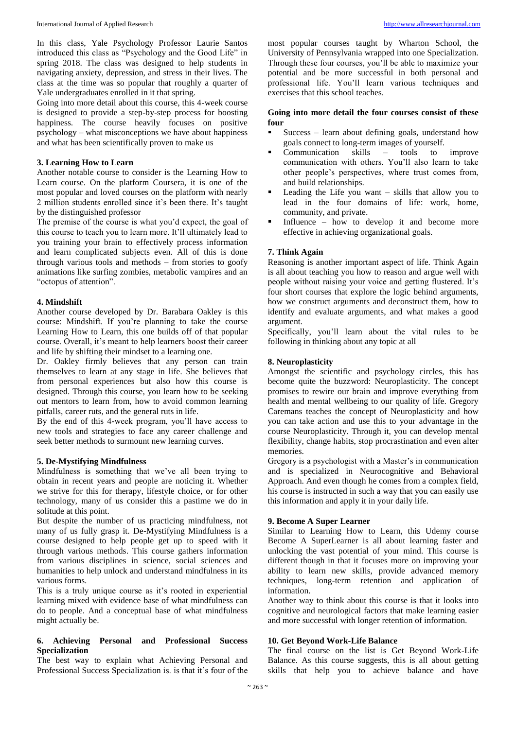In this class, Yale Psychology Professor Laurie Santos introduced this class as "Psychology and the Good Life" in spring 2018. The class was designed to help students in navigating anxiety, depression, and stress in their lives. The class at the time was so popular that roughly a quarter of Yale undergraduates enrolled in it that spring.

Going into more detail about this course, this 4-week course is designed to provide a step-by-step process for boosting happiness. The course heavily focuses on positive psychology – what misconceptions we have about happiness and what has been scientifically proven to make us

### 3. Learning How to Learn

Another notable course to consider is the Learning How to Learn course. On the platform Coursera, it is one of the most popular and loved courses on the platform with nearly 2 million students enrolled since it's been there. It's taught by the distinguished professor

The premise of the course is what you'd expect, the goal of this course to teach you to learn more. It'll ultimately lead to you training your brain to effectively process information and learn complicated subjects even. All of this is done through various tools and methods – from stories to goofy animations like surfing zombies, metabolic vampires and an "octopus of attention".

### 4. Mindshift

Another course developed by Dr. Barabara Oakley is this course: Mindshift. If you're planning to take the course Learning How to Learn, this one builds off of that popular course. Overall, it's meant to help learners boost their career and life by shifting their mindset to a learning one.

Dr. Oakley firmly believes that any person can train themselves to learn at any stage in life. She believes that from personal experiences but also how this course is designed. Through this course, you learn how to be seeking out mentors to learn from, how to avoid common learning pitfalls, career ruts, and the general ruts in life.

By the end of this 4-week program, you'll have access to new tools and strategies to face any career challenge and seek better methods to surmount new learning curves.

### 5. De-Mystifying Mindfulness

Mindfulness is something that we've all been trying to obtain in recent years and people are noticing it. Whether we strive for this for therapy, lifestyle choice, or for other technology, many of us consider this a pastime we do in solitude at this point.

But despite the number of us practicing mindfulness, not many of us fully grasp it. De-Mystifying Mindfulness is a course designed to help people get up to speed with it through various methods. This course gathers information from various disciplines in science, social sciences and humanities to help unlock and understand mindfulness in its various forms.

This is a truly unique course as it's rooted in experiential learning mixed with evidence base of what mindfulness can do to people. And a conceptual base of what mindfulness might actually be.

### 6. Achieving Personal and Professional Success Specialization

The best way to explain what Achieving Personal and Professional Success Specialization is. is that it's four of the most popular courses taught by Wharton School, the University of Pennsylvania wrapped into one Specialization. Through these four courses, you'll be able to maximize your potential and be more successful in both personal and professional life. You'll learn various techniques and exercises that this school teaches.

**Going into more detail the four courses consist of these four**

- Success – learn about defining goals, understand how goals connect to long-term images of yourself.
- Communication skills – tools to improve communication with others. You'll also learn to take other people's perspectives, where trust comes from, and build relationships.
- Leading the Life you want – skills that allow you to lead in the four domains of life: work, home, community, and private.
- Influence – how to develop it and become more effective in achieving organizational goals.

### 7. Think Again

Reasoning is another important aspect of life. Think Again is all about teaching you how to reason and argue well with people without raising your voice and getting flustered. It's four short courses that explore the logic behind arguments, how we construct arguments and deconstruct them, how to identify and evaluate arguments, and what makes a good argument.

Specifically, you'll learn about the vital rules to be following in thinking about any topic at all

### 8. Neuroplasticity

Amongst the scientific and psychology circles, this has become quite the buzzword: Neuroplasticity. The concept promises to rewire our brain and improve everything from health and mental wellbeing to our quality of life. Gregory Caremans teaches the concept of Neuroplasticity and how you can take action and use this to your advantage in the course Neuroplasticity. Through it, you can develop mental flexibility, change habits, stop procrastination and even alter memories.

Gregory is a psychologist with a Master's in communication and is specialized in Neurocognitive and Behavioral Approach. And even though he comes from a complex field, his course is instructed in such a way that you can easily use this information and apply it in your daily life.

### 9. Become A Super Learner

Similar to Learning How to Learn, this Udemy course Become A SuperLearner is all about learning faster and unlocking the vast potential of your mind. This course is different though in that it focuses more on improving your ability to learn new skills, provide advanced memory techniques, long-term retention and application of information.

Another way to think about this course is that it looks into cognitive and neurological factors that make learning easier and more successful with longer retention of information.

### 10. Get Beyond Work-Life Balance

The final course on the list is Get Beyond Work-Life Balance. As this course suggests, this is all about getting skills that help you to achieve balance and have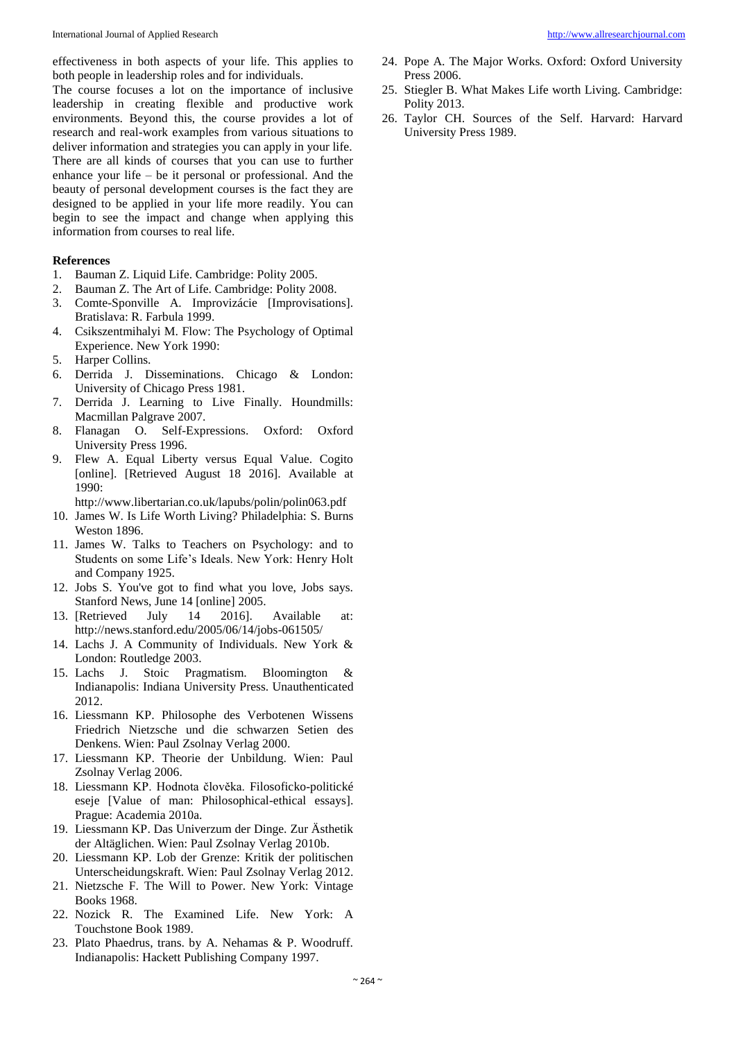effectiveness in both aspects of your life. This applies to both people in leadership roles and for individuals.

The course focuses a lot on the importance of inclusive leadership in creating flexible and productive work environments. Beyond this, the course provides a lot of research and real-work examples from various situations to deliver information and strategies you can apply in your life.

There are all kinds of courses that you can use to further enhance your life – be it personal or professional. And the beauty of personal development courses is the fact they are designed to be applied in your life more readily. You can begin to see the impact and change when applying this information from courses to real life.

**References**

1. Bauman Z. Liquid Life. Cambridge: Polity 2005.
2. Bauman Z. The Art of Life. Cambridge: Polity 2008.
3. Comte-Sponville A. Improvizácie [Improvisations]. Bratislava: R. Farbula 1999.
4. Csikszentmihalyi M. Flow: The Psychology of Optimal Experience. New York 1990:
5. Harper Collins.
6. Derrida J. Disseminations. Chicago & London: University of Chicago Press 1981.
7. Derrida J. Learning to Live Finally. Houndmills: Macmillan Palgrave 2007.
8. Flanagan O. Self-Expressions. Oxford: Oxford University Press 1996.
9. Flew A. Equal Liberty versus Equal Value. Cogito [online]. [Retrieved August 18 2016]. Available at 1990: http://www.libertarian.co.uk/lapubs/polin/polin063.pdf
10. James W. Is Life Worth Living? Philadelphia: S. Burns Weston 1896.
11. James W. Talks to Teachers on Psychology: and to Students on some Life's Ideals. New York: Henry Holt and Company 1925.
12. Jobs S. You've got to find what you love, Jobs says. Stanford News, June 14 [online] 2005.
13. [Retrieved July 14 2016]. Available at: http://news.stanford.edu/2005/06/14/jobs-061505/
14. Lachs J. A Community of Individuals. New York & London: Routledge 2003.
15. Lachs J. Stoic Pragmatism. Bloomington & Indianapolis: Indiana University Press. Unauthenticated 2012.
16. Liessmann KP. Philosophe des Verbotenen Wissens Friedrich Nietzsche und die schwarzen Setien des Denkens. Wien: Paul Zsolnay Verlag 2000.
17. Liessmann KP. Theorie der Unbildung. Wien: Paul Zsolnay Verlag 2006.
18. Liessmann KP. Hodnota člověka. Filosoficko-politické eseje [Value of man: Philosophical-ethical essays]. Prague: Academia 2010a.
19. Liessmann KP. Das Univerzum der Dinge. Zur Ästhetik der Altäglichen. Wien: Paul Zsolnay Verlag 2010b.
20. Liessmann KP. Lob der Grenze: Kritik der politischen Unterscheidungskraft. Wien: Paul Zsolnay Verlag 2012.
21. Nietzsche F. The Will to Power. New York: Vintage Books 1968.
22. Nozick R. The Examined Life. New York: A Touchstone Book 1989.
23. Plato Phaedrus, trans. by A. Nehamas & P. Woodruff. Indianapolis: Hackett Publishing Company 1997.
24. Pope A. The Major Works. Oxford: Oxford University Press 2006.
25. Stiegler B. What Makes Life worth Living. Cambridge: Polity 2013.
26. Taylor CH. Sources of the Self. Harvard: Harvard University Press 1989.